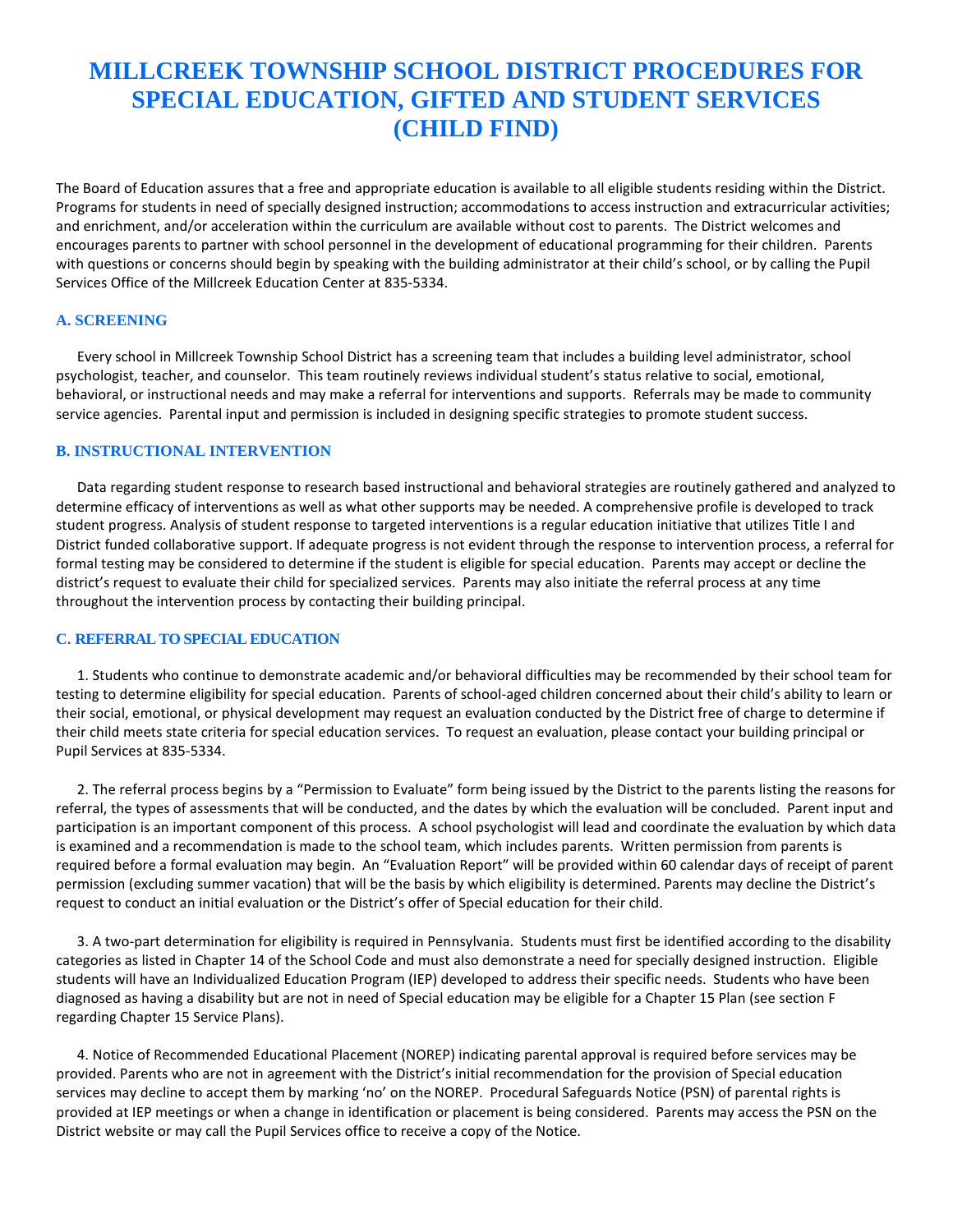# MILLCREEK TOWNSHIP SCHOOL DISTRICT PROCEDURES FOR SPECIAL EDUCATION, GIFTED AND STUDENT SERVICES (CHILD FIND)

The Board of Education assures that a free and appropriate education is available to all eligible students residing within the District. Programs for students in need of specially designed instruction; accommodations to access instruction and extracurricular activities; and enrichment, and/or acceleration within the curriculum are available without cost to parents. The District welcomes and encourages parents to partner with school personnel in the development of educational programming for their children. Parents with questions or concerns should begin by speaking with the building administrator at their child's school, or by calling the Pupil Services Office of the Millcreek Education Center at 835-5334.

### A. SCREENING

Every school in Millcreek Township School District has a screening team that includes a building level administrator, school psychologist, teacher, and counselor. This team routinely reviews individual student's status relative to social, emotional, behavioral, or instructional needs and may make a referral for interventions and supports. Referrals may be made to community service agencies. Parental input and permission is included in designing specific strategies to promote student success.

### B. INSTRUCTIONAL INTERVENTION

Data regarding student response to research based instructional and behavioral strategies are routinely gathered and analyzed to determine efficacy of interventions as well as what other supports may be needed. A comprehensive profile is developed to track student progress. Analysis of student response to targeted interventions is a regular education initiative that utilizes Title I and District funded collaborative support. If adequate progress is not evident through the response to intervention process, a referral for formal testing may be considered to determine if the student is eligible for special education. Parents may accept or decline the district's request to evaluate their child for specialized services. Parents may also initiate the referral process at any time throughout the intervention process by contacting their building principal.

### C. REFERRAL TO SPECIAL EDUCATION

1. Students who continue to demonstrate academic and/or behavioral difficulties may be recommended by their school team for testing to determine eligibility for special education. Parents of school-aged children concerned about their child's ability to learn or their social, emotional, or physical development may request an evaluation conducted by the District free of charge to determine if their child meets state criteria for special education services. To request an evaluation, please contact your building principal or Pupil Services at 835-5334.

2. The referral process begins by a "Permission to Evaluate" form being issued by the District to the parents listing the reasons for referral, the types of assessments that will be conducted, and the dates by which the evaluation will be concluded. Parent input and participation is an important component of this process. A school psychologist will lead and coordinate the evaluation by which data is examined and a recommendation is made to the school team, which includes parents. Written permission from parents is required before a formal evaluation may begin. An "Evaluation Report" will be provided within 60 calendar days of receipt of parent permission (excluding summer vacation) that will be the basis by which eligibility is determined. Parents may decline the District's request to conduct an initial evaluation or the District's offer of Special education for their child.

3. A two-part determination for eligibility is required in Pennsylvania. Students must first be identified according to the disability categories as listed in Chapter 14 of the School Code and must also demonstrate a need for specially designed instruction. Eligible students will have an Individualized Education Program (IEP) developed to address their specific needs. Students who have been diagnosed as having a disability but are not in need of Special education may be eligible for a Chapter 15 Plan (see section F regarding Chapter 15 Service Plans).

4. Notice of Recommended Educational Placement (NOREP) indicating parental approval is required before services may be provided. Parents who are not in agreement with the District's initial recommendation for the provision of Special education services may decline to accept them by marking 'no' on the NOREP. Procedural Safeguards Notice (PSN) of parental rights is provided at IEP meetings or when a change in identification or placement is being considered. Parents may access the PSN on the District website or may call the Pupil Services office to receive a copy of the Notice.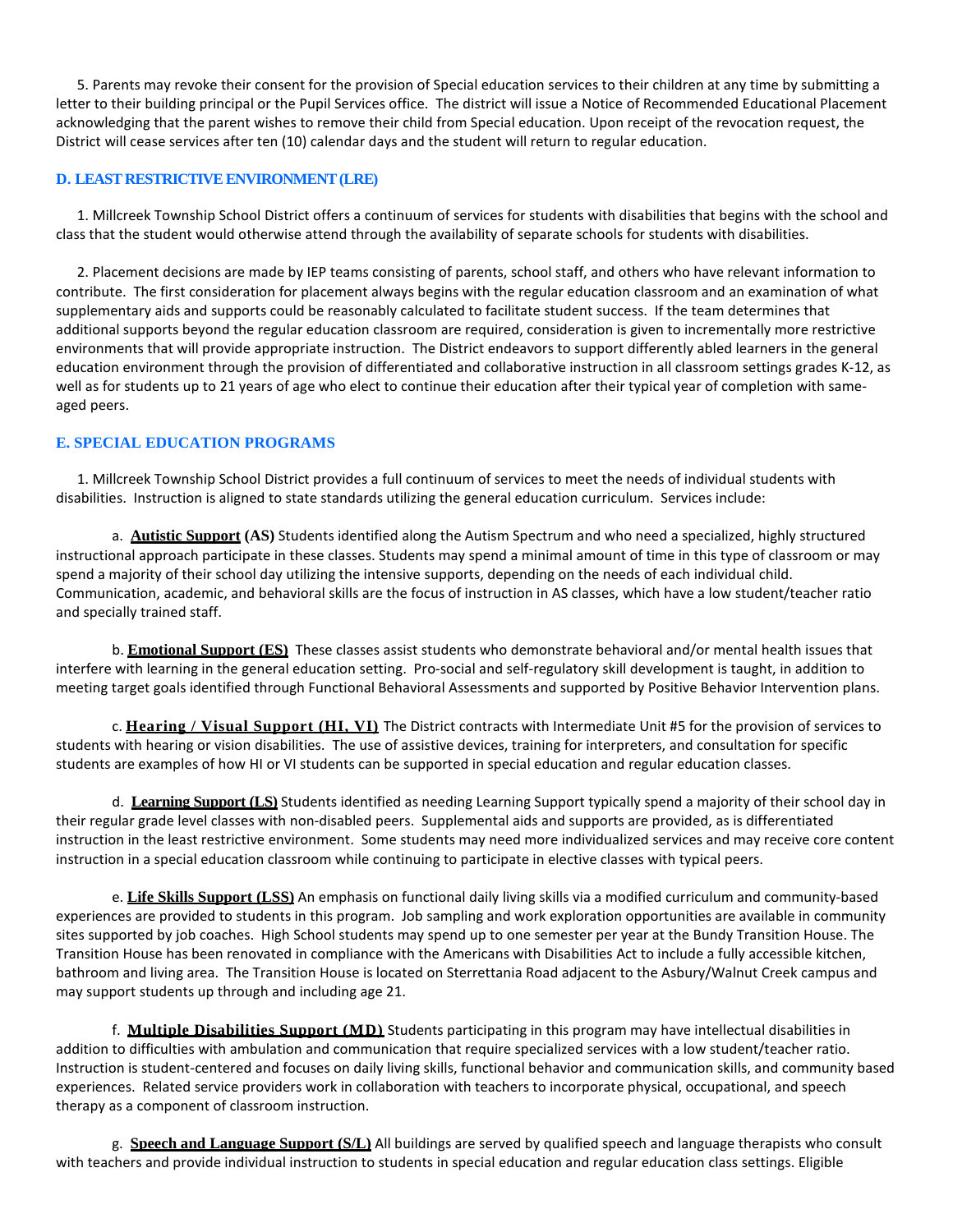5. Parents may revoke their consent for the provision of Special education services to their children at any time by submitting a letter to their building principal or the Pupil Services office. The district will issue a Notice of Recommended Educational Placement acknowledging that the parent wishes to remove their child from Special education. Upon receipt of the revocation request, the District will cease services after ten (10) calendar days and the student will return to regular education.

### D. LEAST RESTRICTIVE ENVIRONMENT (LRE)

1. Millcreek Township School District offers a continuum of services for students with disabilities that begins with the school and class that the student would otherwise attend through the availability of separate schools for students with disabilities.

2. Placement decisions are made by IEP teams consisting of parents, school staff, and others who have relevant information to contribute. The first consideration for placement always begins with the regular education classroom and an examination of what supplementary aids and supports could be reasonably calculated to facilitate student success. If the team determines that additional supports beyond the regular education classroom are required, consideration is given to incrementally more restrictive environments that will provide appropriate instruction. The District endeavors to support differently abled learners in the general education environment through the provision of differentiated and collaborative instruction in all classroom settings grades K-12, as well as for students up to 21 years of age who elect to continue their education after their typical year of completion with same-aged peers.

### E. SPECIAL EDUCATION PROGRAMS

1. Millcreek Township School District provides a full continuum of services to meet the needs of individual students with disabilities. Instruction is aligned to state standards utilizing the general education curriculum. Services include:

a. **Autistic Support (AS)** Students identified along the Autism Spectrum and who need a specialized, highly structured instructional approach participate in these classes. Students may spend a minimal amount of time in this type of classroom or may spend a majority of their school day utilizing the intensive supports, depending on the needs of each individual child. Communication, academic, and behavioral skills are the focus of instruction in AS classes, which have a low student/teacher ratio and specially trained staff.

b. **Emotional Support (ES)** These classes assist students who demonstrate behavioral and/or mental health issues that interfere with learning in the general education setting. Pro-social and self-regulatory skill development is taught, in addition to meeting target goals identified through Functional Behavioral Assessments and supported by Positive Behavior Intervention plans.

c. **Hearing / Visual Support (HI, VI)** The District contracts with Intermediate Unit #5 for the provision of services to students with hearing or vision disabilities. The use of assistive devices, training for interpreters, and consultation for specific students are examples of how HI or VI students can be supported in special education and regular education classes.

d. **Learning Support (LS)** Students identified as needing Learning Support typically spend a majority of their school day in their regular grade level classes with non-disabled peers. Supplemental aids and supports are provided, as is differentiated instruction in the least restrictive environment. Some students may need more individualized services and may receive core content instruction in a special education classroom while continuing to participate in elective classes with typical peers.

e. **Life Skills Support (LSS)** An emphasis on functional daily living skills via a modified curriculum and community-based experiences are provided to students in this program. Job sampling and work exploration opportunities are available in community sites supported by job coaches. High School students may spend up to one semester per year at the Bundy Transition House. The Transition House has been renovated in compliance with the Americans with Disabilities Act to include a fully accessible kitchen, bathroom and living area. The Transition House is located on Sterrettania Road adjacent to the Asbury/Walnut Creek campus and may support students up through and including age 21.

f. **Multiple Disabilities Support (MD)** Students participating in this program may have intellectual disabilities in addition to difficulties with ambulation and communication that require specialized services with a low student/teacher ratio. Instruction is student-centered and focuses on daily living skills, functional behavior and communication skills, and community based experiences. Related service providers work in collaboration with teachers to incorporate physical, occupational, and speech therapy as a component of classroom instruction.

g. **Speech and Language Support (S/L)** All buildings are served by qualified speech and language therapists who consult with teachers and provide individual instruction to students in special education and regular education class settings. Eligible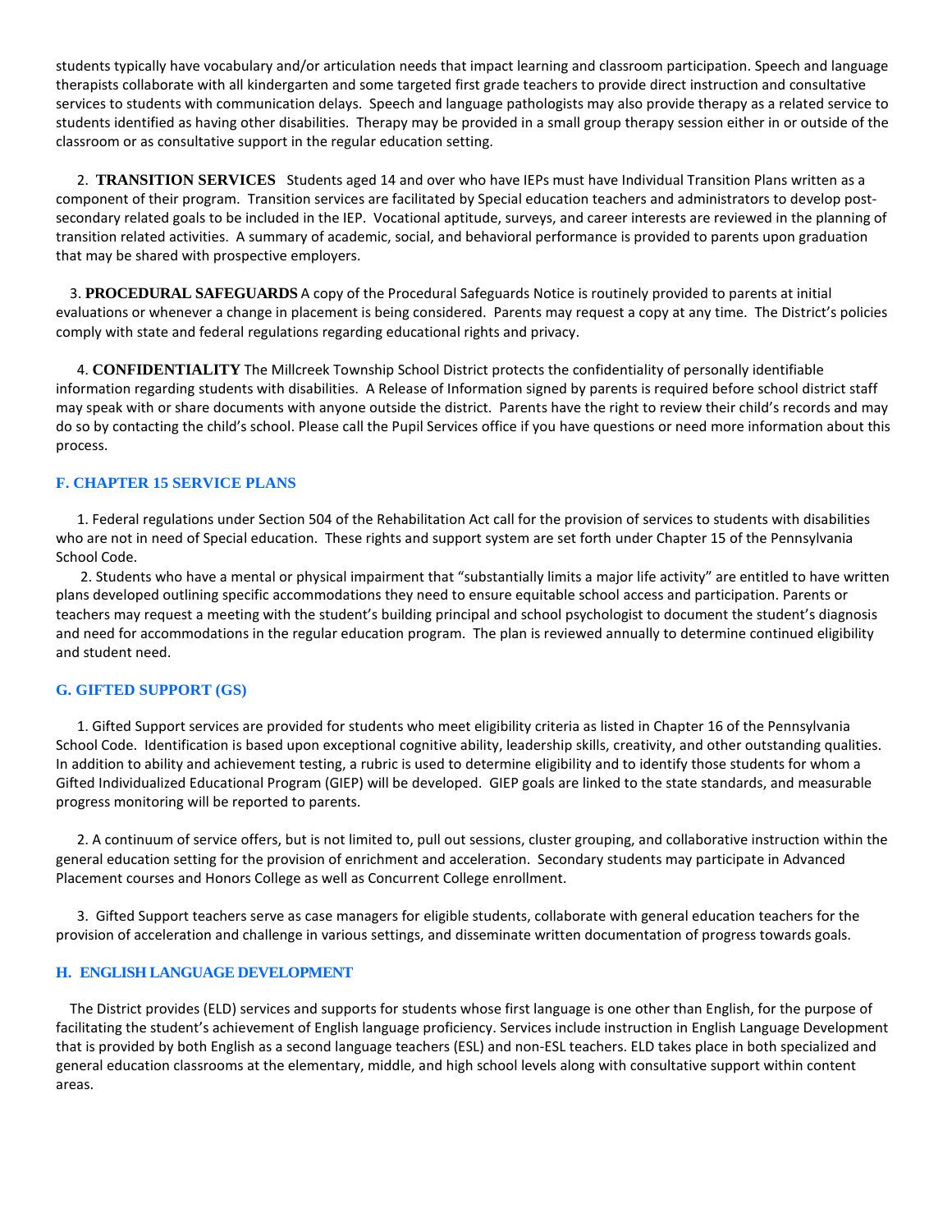students typically have vocabulary and/or articulation needs that impact learning and classroom participation. Speech and language therapists collaborate with all kindergarten and some targeted first grade teachers to provide direct instruction and consultative services to students with communication delays. Speech and language pathologists may also provide therapy as a related service to students identified as having other disabilities. Therapy may be provided in a small group therapy session either in or outside of the classroom or as consultative support in the regular education setting.

2. **TRANSITION SERVICES** Students aged 14 and over who have IEPs must have Individual Transition Plans written as a component of their program. Transition services are facilitated by Special education teachers and administrators to develop post-secondary related goals to be included in the IEP. Vocational aptitude, surveys, and career interests are reviewed in the planning of transition related activities. A summary of academic, social, and behavioral performance is provided to parents upon graduation that may be shared with prospective employers.

3. **PROCEDURAL SAFEGUARDS** A copy of the Procedural Safeguards Notice is routinely provided to parents at initial evaluations or whenever a change in placement is being considered. Parents may request a copy at any time. The District's policies comply with state and federal regulations regarding educational rights and privacy.

4. **CONFIDENTIALITY** The Millcreek Township School District protects the confidentiality of personally identifiable information regarding students with disabilities. A Release of Information signed by parents is required before school district staff may speak with or share documents with anyone outside the district. Parents have the right to review their child's records and may do so by contacting the child's school. Please call the Pupil Services office if you have questions or need more information about this process.

### F. CHAPTER 15 SERVICE PLANS

1. Federal regulations under Section 504 of the Rehabilitation Act call for the provision of services to students with disabilities who are not in need of Special education. These rights and support system are set forth under Chapter 15 of the Pennsylvania School Code.

2. Students who have a mental or physical impairment that "substantially limits a major life activity" are entitled to have written plans developed outlining specific accommodations they need to ensure equitable school access and participation. Parents or teachers may request a meeting with the student's building principal and school psychologist to document the student's diagnosis and need for accommodations in the regular education program. The plan is reviewed annually to determine continued eligibility and student need.

### G. GIFTED SUPPORT (GS)

1. Gifted Support services are provided for students who meet eligibility criteria as listed in Chapter 16 of the Pennsylvania School Code. Identification is based upon exceptional cognitive ability, leadership skills, creativity, and other outstanding qualities. In addition to ability and achievement testing, a rubric is used to determine eligibility and to identify those students for whom a Gifted Individualized Educational Program (GIEP) will be developed. GIEP goals are linked to the state standards, and measurable progress monitoring will be reported to parents.

2. A continuum of service offers, but is not limited to, pull out sessions, cluster grouping, and collaborative instruction within the general education setting for the provision of enrichment and acceleration. Secondary students may participate in Advanced Placement courses and Honors College as well as Concurrent College enrollment.

3. Gifted Support teachers serve as case managers for eligible students, collaborate with general education teachers for the provision of acceleration and challenge in various settings, and disseminate written documentation of progress towards goals.

### H. ENGLISH LANGUAGE DEVELOPMENT

The District provides (ELD) services and supports for students whose first language is one other than English, for the purpose of facilitating the student's achievement of English language proficiency. Services include instruction in English Language Development that is provided by both English as a second language teachers (ESL) and non-ESL teachers. ELD takes place in both specialized and general education classrooms at the elementary, middle, and high school levels along with consultative support within content areas.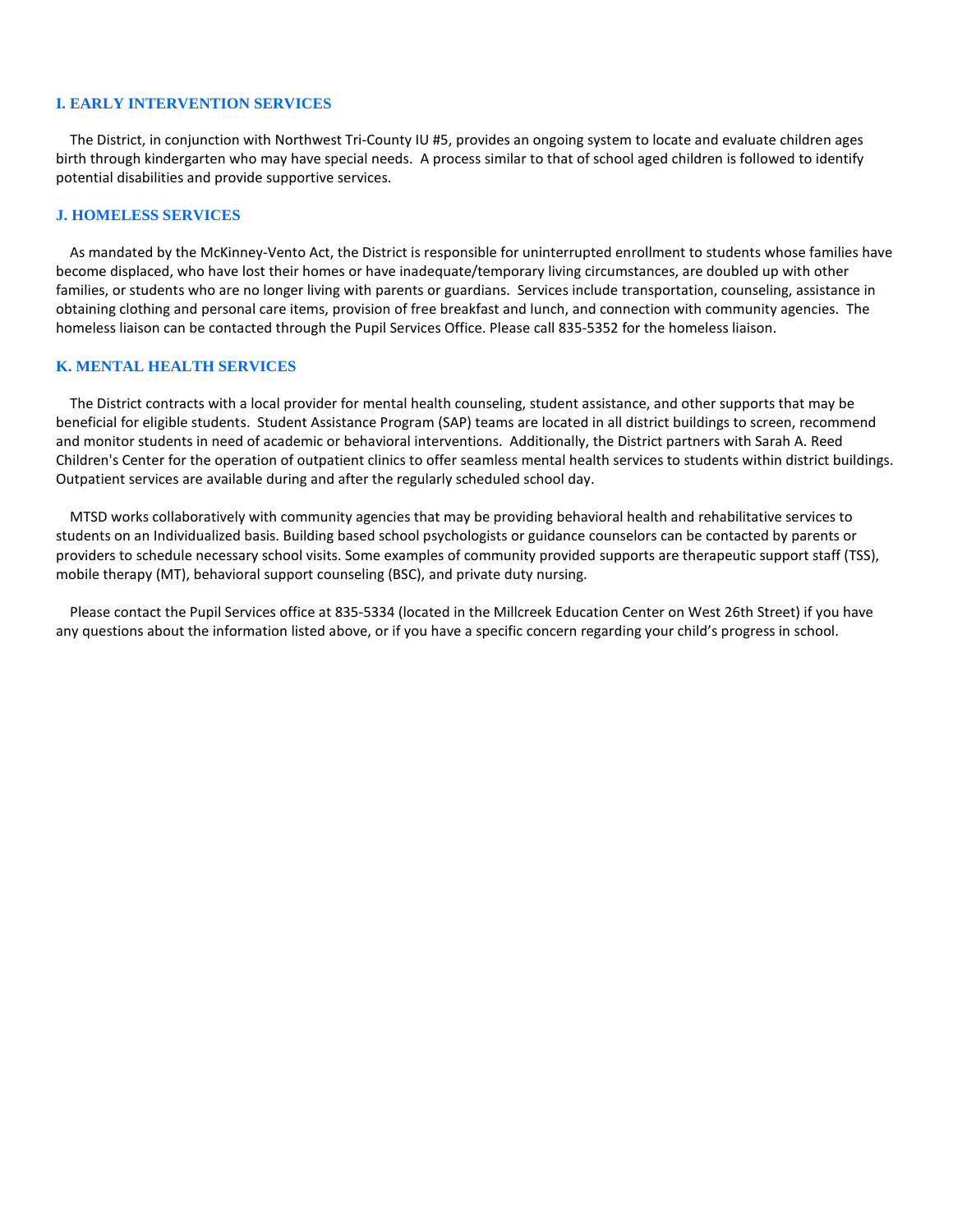### I. EARLY INTERVENTION SERVICES

The District, in conjunction with Northwest Tri-County IU #5, provides an ongoing system to locate and evaluate children ages birth through kindergarten who may have special needs. A process similar to that of school aged children is followed to identify potential disabilities and provide supportive services.

### J. HOMELESS SERVICES

As mandated by the McKinney-Vento Act, the District is responsible for uninterrupted enrollment to students whose families have become displaced, who have lost their homes or have inadequate/temporary living circumstances, are doubled up with other families, or students who are no longer living with parents or guardians. Services include transportation, counseling, assistance in obtaining clothing and personal care items, provision of free breakfast and lunch, and connection with community agencies. The homeless liaison can be contacted through the Pupil Services Office. Please call 835-5352 for the homeless liaison.

### K. MENTAL HEALTH SERVICES

The District contracts with a local provider for mental health counseling, student assistance, and other supports that may be beneficial for eligible students. Student Assistance Program (SAP) teams are located in all district buildings to screen, recommend and monitor students in need of academic or behavioral interventions. Additionally, the District partners with Sarah A. Reed Children's Center for the operation of outpatient clinics to offer seamless mental health services to students within district buildings. Outpatient services are available during and after the regularly scheduled school day.

MTSD works collaboratively with community agencies that may be providing behavioral health and rehabilitative services to students on an Individualized basis. Building based school psychologists or guidance counselors can be contacted by parents or providers to schedule necessary school visits. Some examples of community provided supports are therapeutic support staff (TSS), mobile therapy (MT), behavioral support counseling (BSC), and private duty nursing.

Please contact the Pupil Services office at 835-5334 (located in the Millcreek Education Center on West 26th Street) if you have any questions about the information listed above, or if you have a specific concern regarding your child's progress in school.